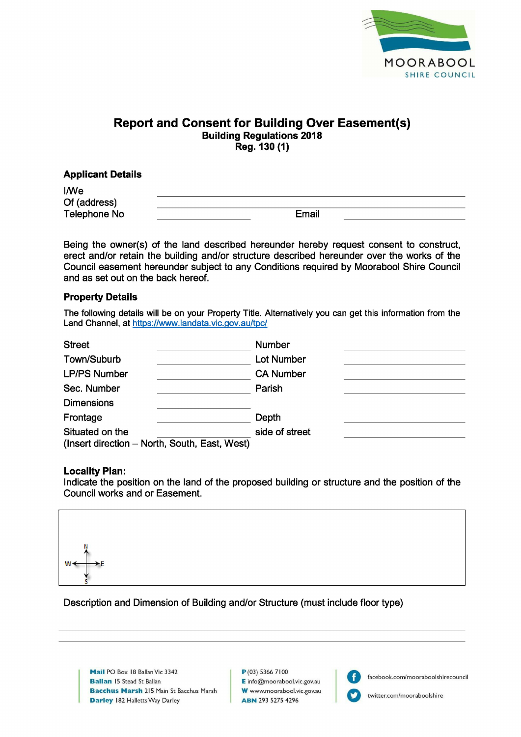MOORABOOL SHIRE COUNCIL

# Report and Consent for Building Over Easement(s)

**Building Regulations 2018**
**Reg. 130 (1)**

## Applicant Details

I/We ______________________________

Of (address) ______________________________

Telephone No ______________ Email ______________

Being the owner(s) of the land described hereunder hereby request consent to construct, erect and/or retain the building and/or structure described hereunder over the works of the Council easement hereunder subject to any Conditions required by Moorabool Shire Council and as set out on the back hereof.

## Property Details

The following details will be on your Property Title. Alternatively you can get this information from the Land Channel, at https://www.landata.vic.gov.au/tpc/

| | | | |
|---|---|---|---|
| Street | | Number | |
| Town/Suburb | | Lot Number | |
| LP/PS Number | | CA Number | |
| Sec. Number | | Parish | |
| Dimensions | | | |
| Frontage | | Depth | |
| Situated on the | | side of street | |

(Insert direction – North, South, East, West)

**Locality Plan:**
Indicate the position on the land of the proposed building or structure and the position of the Council works and or Easement.

N / W / E / S

Description and Dimension of Building and/or Structure (must include floor type)

______________________________

______________________________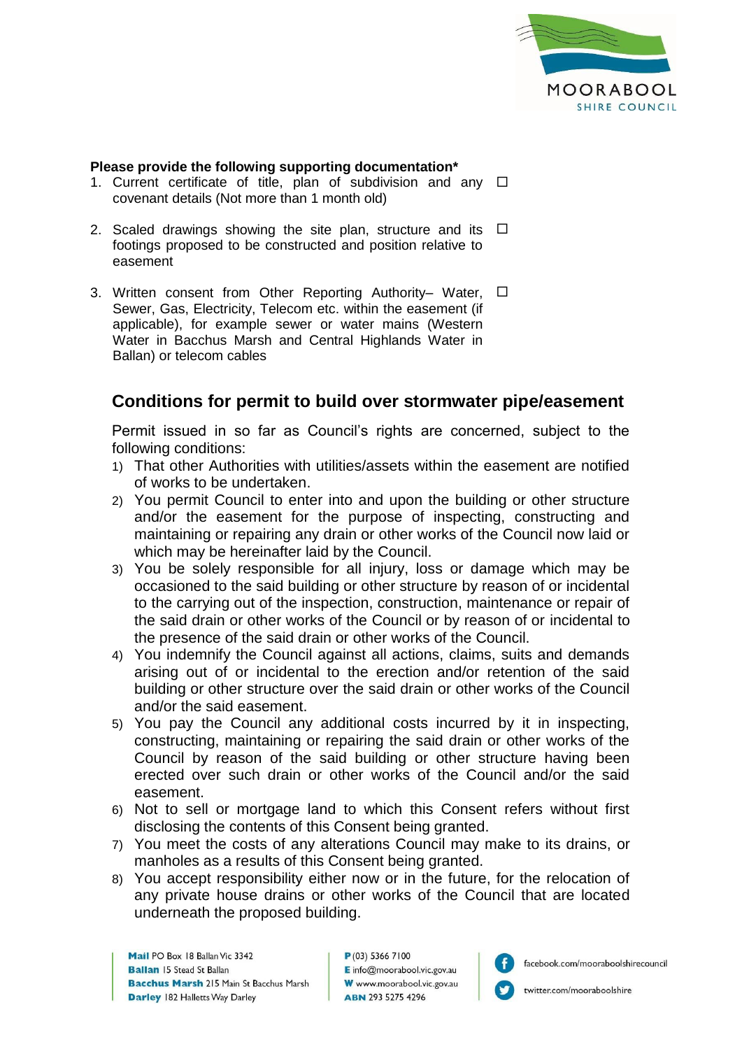**Please provide the following supporting documentation***

1. Current certificate of title, plan of subdivision and any covenant details (Not more than 1 month old) ☐
2. Scaled drawings showing the site plan, structure and its footings proposed to be constructed and position relative to easement ☐
3. Written consent from Other Reporting Authority– Water, Sewer, Gas, Electricity, Telecom etc. within the easement (if applicable), for example sewer or water mains (Western Water in Bacchus Marsh and Central Highlands Water in Ballan) or telecom cables ☐

## Conditions for permit to build over stormwater pipe/easement

Permit issued in so far as Council's rights are concerned, subject to the following conditions:

1) That other Authorities with utilities/assets within the easement are notified of works to be undertaken.
2) You permit Council to enter into and upon the building or other structure and/or the easement for the purpose of inspecting, constructing and maintaining or repairing any drain or other works of the Council now laid or which may be hereinafter laid by the Council.
3) You be solely responsible for all injury, loss or damage which may be occasioned to the said building or other structure by reason of or incidental to the carrying out of the inspection, construction, maintenance or repair of the said drain or other works of the Council or by reason of or incidental to the presence of the said drain or other works of the Council.
4) You indemnify the Council against all actions, claims, suits and demands arising out of or incidental to the erection and/or retention of the said building or other structure over the said drain or other works of the Council and/or the said easement.
5) You pay the Council any additional costs incurred by it in inspecting, constructing, maintaining or repairing the said drain or other works of the Council by reason of the said building or other structure having been erected over such drain or other works of the Council and/or the said easement.
6) Not to sell or mortgage land to which this Consent refers without first disclosing the contents of this Consent being granted.
7) You meet the costs of any alterations Council may make to its drains, or manholes as a results of this Consent being granted.
8) You accept responsibility either now or in the future, for the relocation of any private house drains or other works of the Council that are located underneath the proposed building.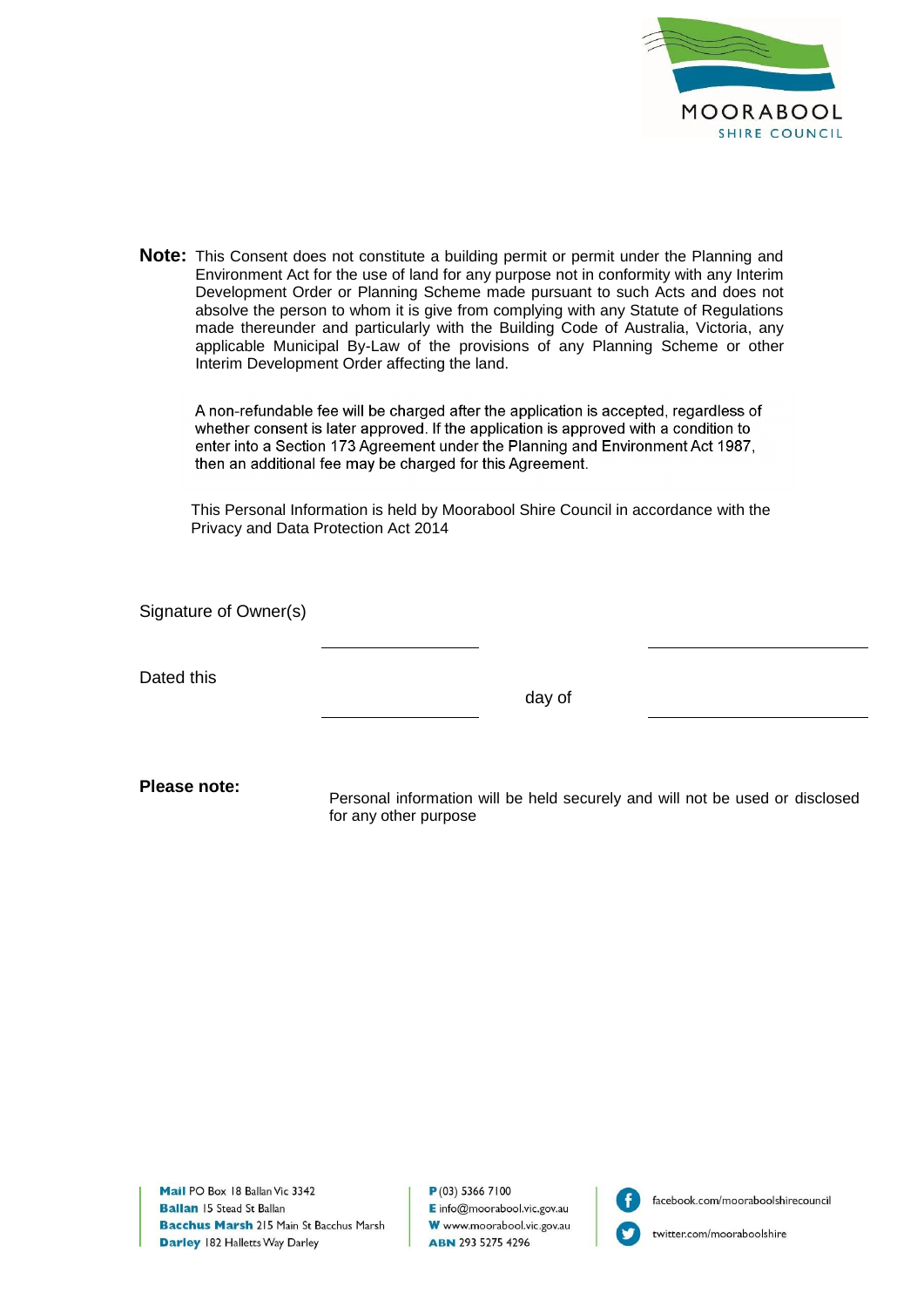**Note:** This Consent does not constitute a building permit or permit under the Planning and Environment Act for the use of land for any purpose not in conformity with any Interim Development Order or Planning Scheme made pursuant to such Acts and does not absolve the person to whom it is give from complying with any Statute of Regulations made thereunder and particularly with the Building Code of Australia, Victoria, any applicable Municipal By-Law of the provisions of any Planning Scheme or other Interim Development Order affecting the land.

A non-refundable fee will be charged after the application is accepted, regardless of whether consent is later approved. If the application is approved with a condition to enter into a Section 173 Agreement under the Planning and Environment Act 1987, then an additional fee may be charged for this Agreement.

This Personal Information is held by Moorabool Shire Council in accordance with the Privacy and Data Protection Act 2014

Signature of Owner(s) ____________________ ____________________

Dated this ____________________ day of ____________________

**Please note:** Personal information will be held securely and will not be used or disclosed for any other purpose

**Mail** PO Box 18 Ballan Vic 3342
**Ballan** 15 Stead St Ballan
**Bacchus Marsh** 215 Main St Bacchus Marsh
**Darley** 182 Halletts Way Darley

**P** (03) 5366 7100
**E** info@moorabool.vic.gov.au
**W** www.moorabool.vic.gov.au
**ABN** 293 5275 4296

facebook.com/mooraboolshirecouncil
twitter.com/mooraboolshire